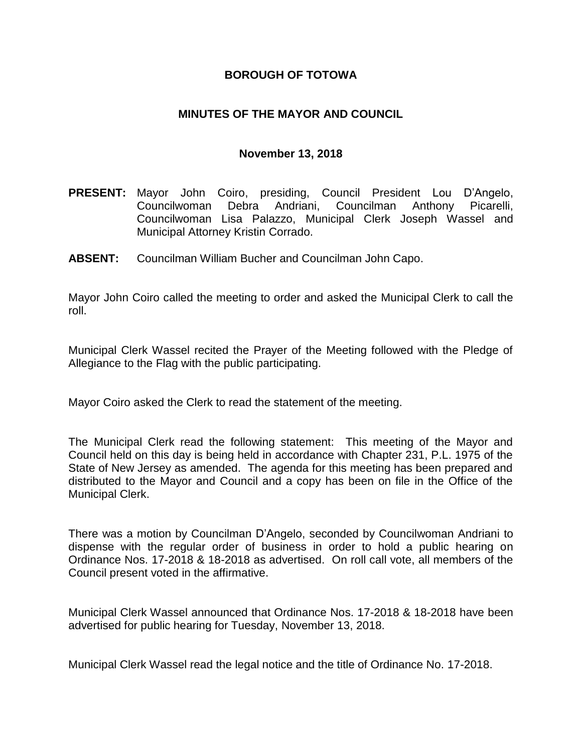# BOROUGH OF TOTOWA

## MINUTES OF THE MAYOR AND COUNCIL

### November 13, 2018

**PRESENT:** Mayor John Coiro, presiding, Council President Lou D'Angelo, Councilwoman Debra Andriani, Councilman Anthony Picarelli, Councilwoman Lisa Palazzo, Municipal Clerk Joseph Wassel and Municipal Attorney Kristin Corrado.

**ABSENT:** Councilman William Bucher and Councilman John Capo.

Mayor John Coiro called the meeting to order and asked the Municipal Clerk to call the roll.

Municipal Clerk Wassel recited the Prayer of the Meeting followed with the Pledge of Allegiance to the Flag with the public participating.

Mayor Coiro asked the Clerk to read the statement of the meeting.

The Municipal Clerk read the following statement: This meeting of the Mayor and Council held on this day is being held in accordance with Chapter 231, P.L. 1975 of the State of New Jersey as amended. The agenda for this meeting has been prepared and distributed to the Mayor and Council and a copy has been on file in the Office of the Municipal Clerk.

There was a motion by Councilman D'Angelo, seconded by Councilwoman Andriani to dispense with the regular order of business in order to hold a public hearing on Ordinance Nos. 17-2018 & 18-2018 as advertised. On roll call vote, all members of the Council present voted in the affirmative.

Municipal Clerk Wassel announced that Ordinance Nos. 17-2018 & 18-2018 have been advertised for public hearing for Tuesday, November 13, 2018.

Municipal Clerk Wassel read the legal notice and the title of Ordinance No. 17-2018.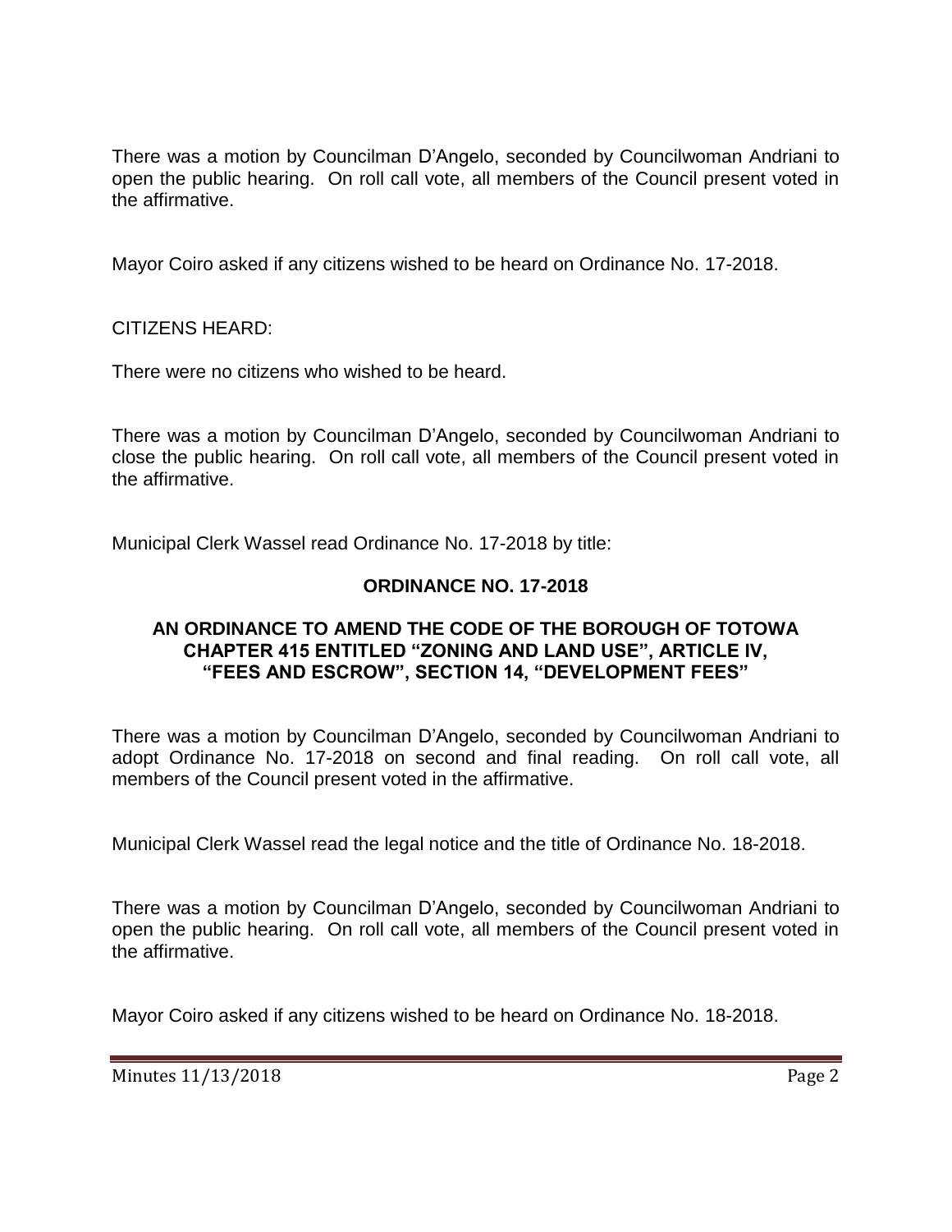There was a motion by Councilman D'Angelo, seconded by Councilwoman Andriani to open the public hearing. On roll call vote, all members of the Council present voted in the affirmative.

Mayor Coiro asked if any citizens wished to be heard on Ordinance No. 17-2018.

CITIZENS HEARD:

There were no citizens who wished to be heard.

There was a motion by Councilman D'Angelo, seconded by Councilwoman Andriani to close the public hearing. On roll call vote, all members of the Council present voted in the affirmative.

Municipal Clerk Wassel read Ordinance No. 17-2018 by title:

**ORDINANCE NO. 17-2018**

**AN ORDINANCE TO AMEND THE CODE OF THE BOROUGH OF TOTOWA CHAPTER 415 ENTITLED "ZONING AND LAND USE", ARTICLE IV, "FEES AND ESCROW", SECTION 14, "DEVELOPMENT FEES"**

There was a motion by Councilman D'Angelo, seconded by Councilwoman Andriani to adopt Ordinance No. 17-2018 on second and final reading. On roll call vote, all members of the Council present voted in the affirmative.

Municipal Clerk Wassel read the legal notice and the title of Ordinance No. 18-2018.

There was a motion by Councilman D'Angelo, seconded by Councilwoman Andriani to open the public hearing. On roll call vote, all members of the Council present voted in the affirmative.

Mayor Coiro asked if any citizens wished to be heard on Ordinance No. 18-2018.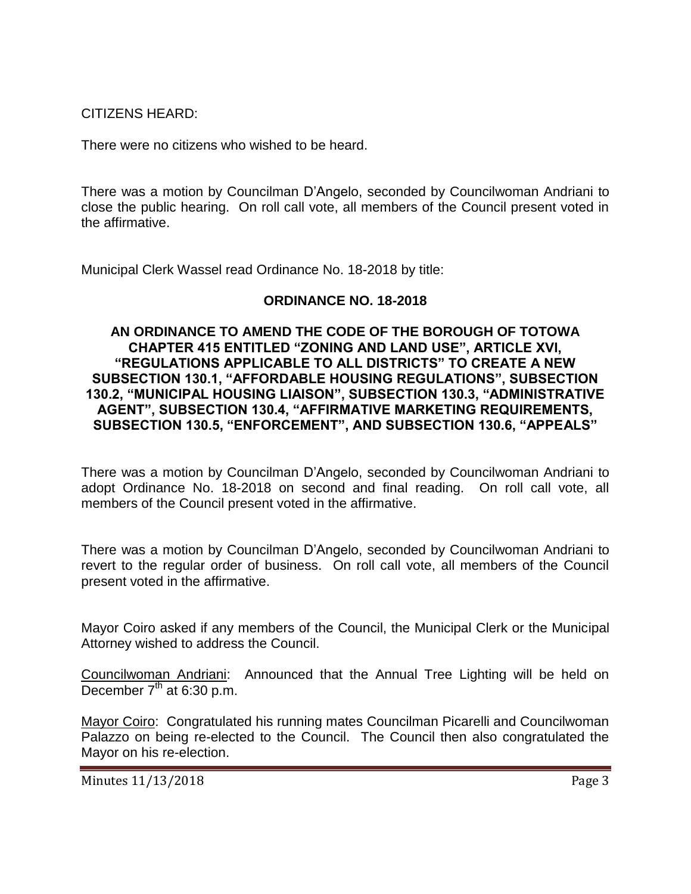CITIZENS HEARD:

There were no citizens who wished to be heard.

There was a motion by Councilman D'Angelo, seconded by Councilwoman Andriani to close the public hearing. On roll call vote, all members of the Council present voted in the affirmative.

Municipal Clerk Wassel read Ordinance No. 18-2018 by title:

**ORDINANCE NO. 18-2018**

**AN ORDINANCE TO AMEND THE CODE OF THE BOROUGH OF TOTOWA CHAPTER 415 ENTITLED "ZONING AND LAND USE", ARTICLE XVI, "REGULATIONS APPLICABLE TO ALL DISTRICTS" TO CREATE A NEW SUBSECTION 130.1, "AFFORDABLE HOUSING REGULATIONS", SUBSECTION 130.2, "MUNICIPAL HOUSING LIAISON", SUBSECTION 130.3, "ADMINISTRATIVE AGENT", SUBSECTION 130.4, "AFFIRMATIVE MARKETING REQUIREMENTS, SUBSECTION 130.5, "ENFORCEMENT", AND SUBSECTION 130.6, "APPEALS"**

There was a motion by Councilman D'Angelo, seconded by Councilwoman Andriani to adopt Ordinance No. 18-2018 on second and final reading. On roll call vote, all members of the Council present voted in the affirmative.

There was a motion by Councilman D'Angelo, seconded by Councilwoman Andriani to revert to the regular order of business. On roll call vote, all members of the Council present voted in the affirmative.

Mayor Coiro asked if any members of the Council, the Municipal Clerk or the Municipal Attorney wished to address the Council.

Councilwoman Andriani: Announced that the Annual Tree Lighting will be held on December 7th at 6:30 p.m.

Mayor Coiro: Congratulated his running mates Councilman Picarelli and Councilwoman Palazzo on being re-elected to the Council. The Council then also congratulated the Mayor on his re-election.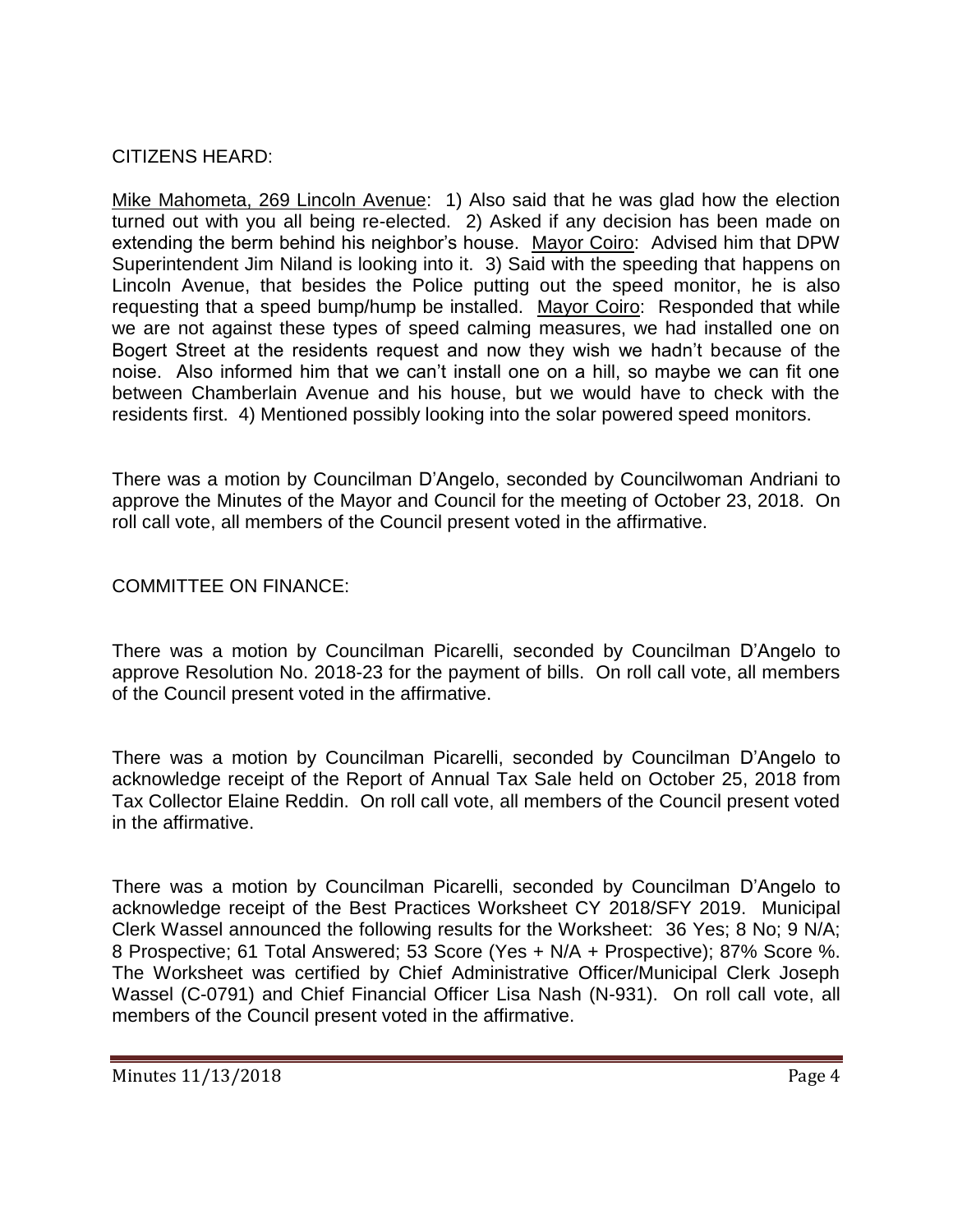CITIZENS HEARD:

Mike Mahometa, 269 Lincoln Avenue: 1) Also said that he was glad how the election turned out with you all being re-elected. 2) Asked if any decision has been made on extending the berm behind his neighbor's house. Mayor Coiro: Advised him that DPW Superintendent Jim Niland is looking into it. 3) Said with the speeding that happens on Lincoln Avenue, that besides the Police putting out the speed monitor, he is also requesting that a speed bump/hump be installed. Mayor Coiro: Responded that while we are not against these types of speed calming measures, we had installed one on Bogert Street at the residents request and now they wish we hadn't because of the noise. Also informed him that we can't install one on a hill, so maybe we can fit one between Chamberlain Avenue and his house, but we would have to check with the residents first. 4) Mentioned possibly looking into the solar powered speed monitors.

There was a motion by Councilman D'Angelo, seconded by Councilwoman Andriani to approve the Minutes of the Mayor and Council for the meeting of October 23, 2018. On roll call vote, all members of the Council present voted in the affirmative.

COMMITTEE ON FINANCE:

There was a motion by Councilman Picarelli, seconded by Councilman D'Angelo to approve Resolution No. 2018-23 for the payment of bills. On roll call vote, all members of the Council present voted in the affirmative.

There was a motion by Councilman Picarelli, seconded by Councilman D'Angelo to acknowledge receipt of the Report of Annual Tax Sale held on October 25, 2018 from Tax Collector Elaine Reddin. On roll call vote, all members of the Council present voted in the affirmative.

There was a motion by Councilman Picarelli, seconded by Councilman D'Angelo to acknowledge receipt of the Best Practices Worksheet CY 2018/SFY 2019. Municipal Clerk Wassel announced the following results for the Worksheet: 36 Yes; 8 No; 9 N/A; 8 Prospective; 61 Total Answered; 53 Score (Yes + N/A + Prospective); 87% Score %. The Worksheet was certified by Chief Administrative Officer/Municipal Clerk Joseph Wassel (C-0791) and Chief Financial Officer Lisa Nash (N-931). On roll call vote, all members of the Council present voted in the affirmative.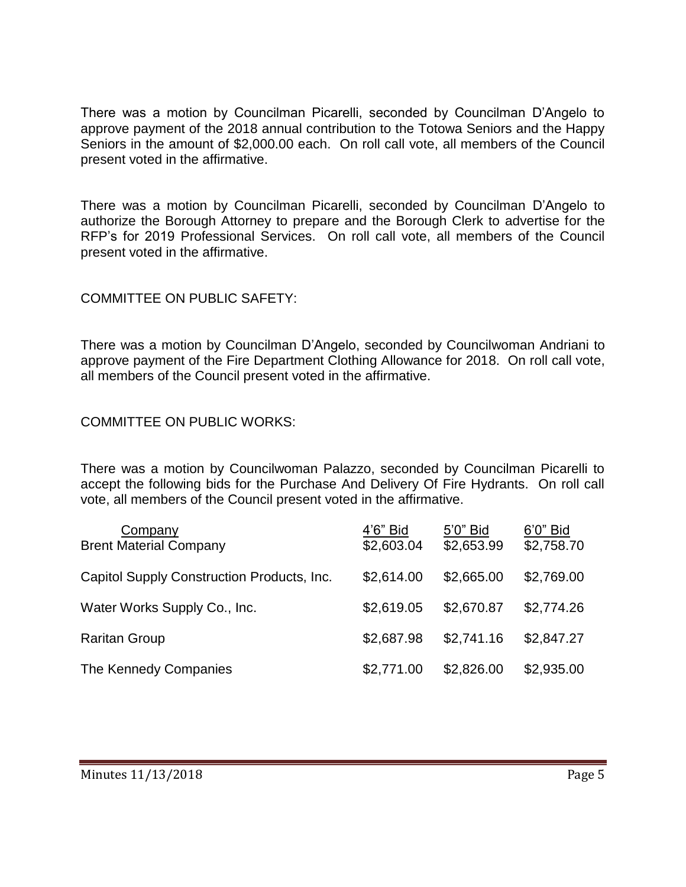There was a motion by Councilman Picarelli, seconded by Councilman D'Angelo to approve payment of the 2018 annual contribution to the Totowa Seniors and the Happy Seniors in the amount of $2,000.00 each. On roll call vote, all members of the Council present voted in the affirmative.

There was a motion by Councilman Picarelli, seconded by Councilman D'Angelo to authorize the Borough Attorney to prepare and the Borough Clerk to advertise for the RFP's for 2019 Professional Services. On roll call vote, all members of the Council present voted in the affirmative.

COMMITTEE ON PUBLIC SAFETY:

There was a motion by Councilman D'Angelo, seconded by Councilwoman Andriani to approve payment of the Fire Department Clothing Allowance for 2018. On roll call vote, all members of the Council present voted in the affirmative.

COMMITTEE ON PUBLIC WORKS:

There was a motion by Councilwoman Palazzo, seconded by Councilman Picarelli to accept the following bids for the Purchase And Delivery Of Fire Hydrants. On roll call vote, all members of the Council present voted in the affirmative.

| Company | 4'6" Bid | 5'0" Bid | 6'0" Bid |
|---|---|---|---|
| Brent Material Company | $2,603.04 | $2,653.99 | $2,758.70 |
| Capitol Supply Construction Products, Inc. | $2,614.00 | $2,665.00 | $2,769.00 |
| Water Works Supply Co., Inc. | $2,619.05 | $2,670.87 | $2,774.26 |
| Raritan Group | $2,687.98 | $2,741.16 | $2,847.27 |
| The Kennedy Companies | $2,771.00 | $2,826.00 | $2,935.00 |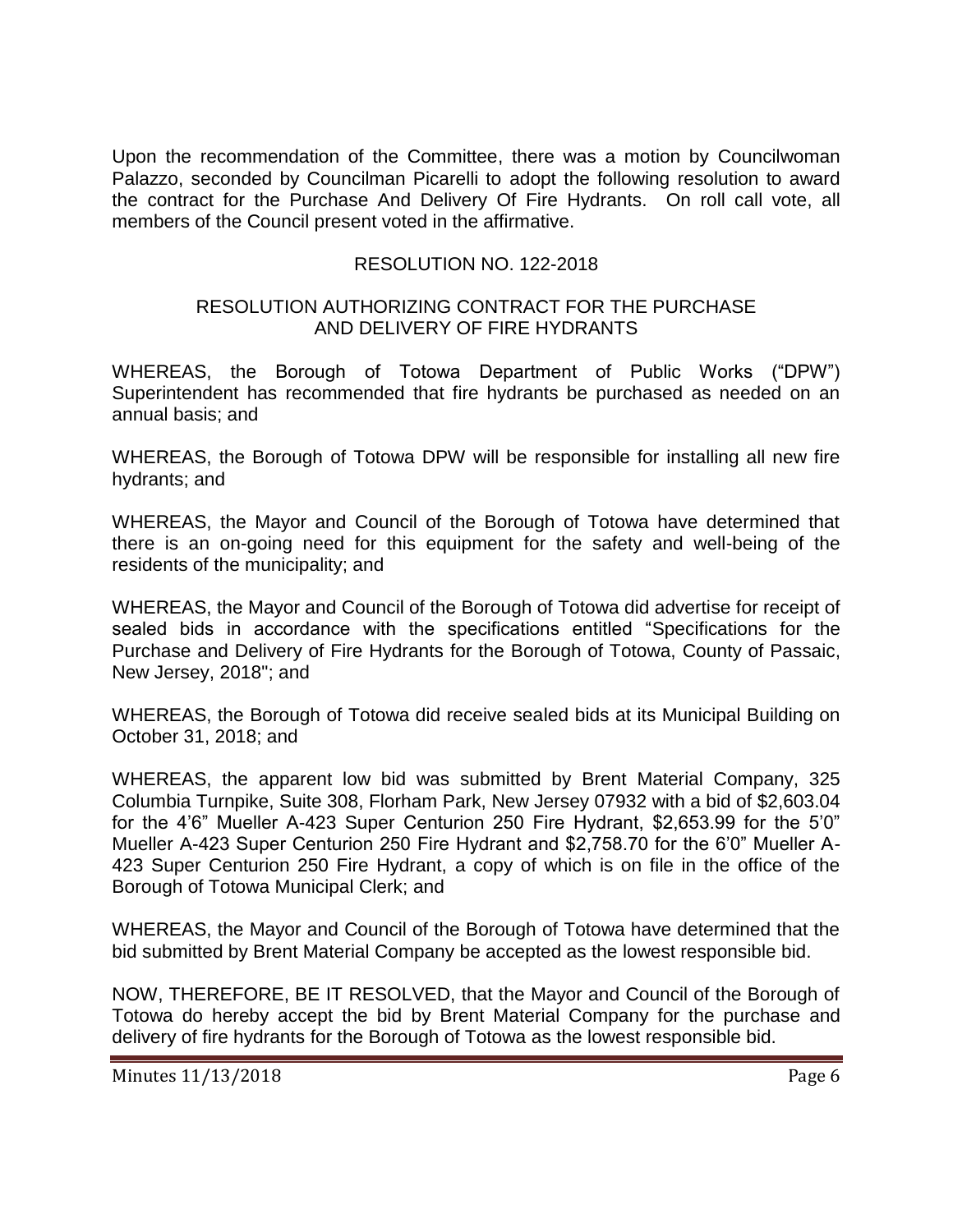Upon the recommendation of the Committee, there was a motion by Councilwoman Palazzo, seconded by Councilman Picarelli to adopt the following resolution to award the contract for the Purchase And Delivery Of Fire Hydrants. On roll call vote, all members of the Council present voted in the affirmative.

RESOLUTION NO. 122-2018

RESOLUTION AUTHORIZING CONTRACT FOR THE PURCHASE AND DELIVERY OF FIRE HYDRANTS

WHEREAS, the Borough of Totowa Department of Public Works ("DPW") Superintendent has recommended that fire hydrants be purchased as needed on an annual basis; and

WHEREAS, the Borough of Totowa DPW will be responsible for installing all new fire hydrants; and

WHEREAS, the Mayor and Council of the Borough of Totowa have determined that there is an on-going need for this equipment for the safety and well-being of the residents of the municipality; and

WHEREAS, the Mayor and Council of the Borough of Totowa did advertise for receipt of sealed bids in accordance with the specifications entitled "Specifications for the Purchase and Delivery of Fire Hydrants for the Borough of Totowa, County of Passaic, New Jersey, 2018"; and

WHEREAS, the Borough of Totowa did receive sealed bids at its Municipal Building on October 31, 2018; and

WHEREAS, the apparent low bid was submitted by Brent Material Company, 325 Columbia Turnpike, Suite 308, Florham Park, New Jersey 07932 with a bid of $2,603.04 for the 4'6" Mueller A-423 Super Centurion 250 Fire Hydrant, $2,653.99 for the 5'0" Mueller A-423 Super Centurion 250 Fire Hydrant and $2,758.70 for the 6'0" Mueller A-423 Super Centurion 250 Fire Hydrant, a copy of which is on file in the office of the Borough of Totowa Municipal Clerk; and

WHEREAS, the Mayor and Council of the Borough of Totowa have determined that the bid submitted by Brent Material Company be accepted as the lowest responsible bid.

NOW, THEREFORE, BE IT RESOLVED, that the Mayor and Council of the Borough of Totowa do hereby accept the bid by Brent Material Company for the purchase and delivery of fire hydrants for the Borough of Totowa as the lowest responsible bid.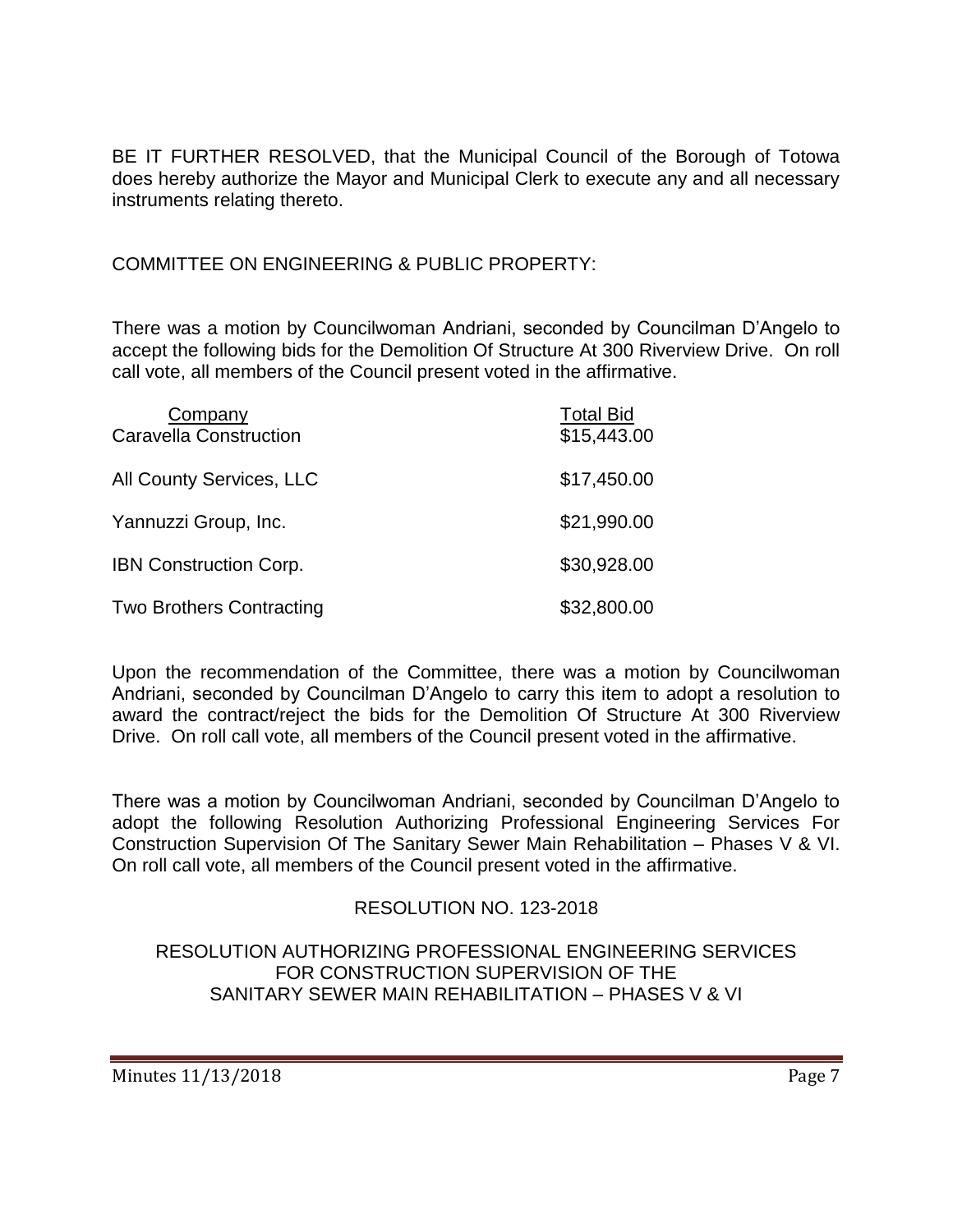BE IT FURTHER RESOLVED, that the Municipal Council of the Borough of Totowa does hereby authorize the Mayor and Municipal Clerk to execute any and all necessary instruments relating thereto.

COMMITTEE ON ENGINEERING & PUBLIC PROPERTY:

There was a motion by Councilwoman Andriani, seconded by Councilman D'Angelo to accept the following bids for the Demolition Of Structure At 300 Riverview Drive. On roll call vote, all members of the Council present voted in the affirmative.

| Company | Total Bid |
|---|---|
| Caravella Construction | \$15,443.00 |
| All County Services, LLC | \$17,450.00 |
| Yannuzzi Group, Inc. | \$21,990.00 |
| IBN Construction Corp. | \$30,928.00 |
| Two Brothers Contracting | \$32,800.00 |

Upon the recommendation of the Committee, there was a motion by Councilwoman Andriani, seconded by Councilman D'Angelo to carry this item to adopt a resolution to award the contract/reject the bids for the Demolition Of Structure At 300 Riverview Drive. On roll call vote, all members of the Council present voted in the affirmative.

There was a motion by Councilwoman Andriani, seconded by Councilman D'Angelo to adopt the following Resolution Authorizing Professional Engineering Services For Construction Supervision Of The Sanitary Sewer Main Rehabilitation – Phases V & VI. On roll call vote, all members of the Council present voted in the affirmative.

RESOLUTION NO. 123-2018

RESOLUTION AUTHORIZING PROFESSIONAL ENGINEERING SERVICES FOR CONSTRUCTION SUPERVISION OF THE SANITARY SEWER MAIN REHABILITATION – PHASES V & VI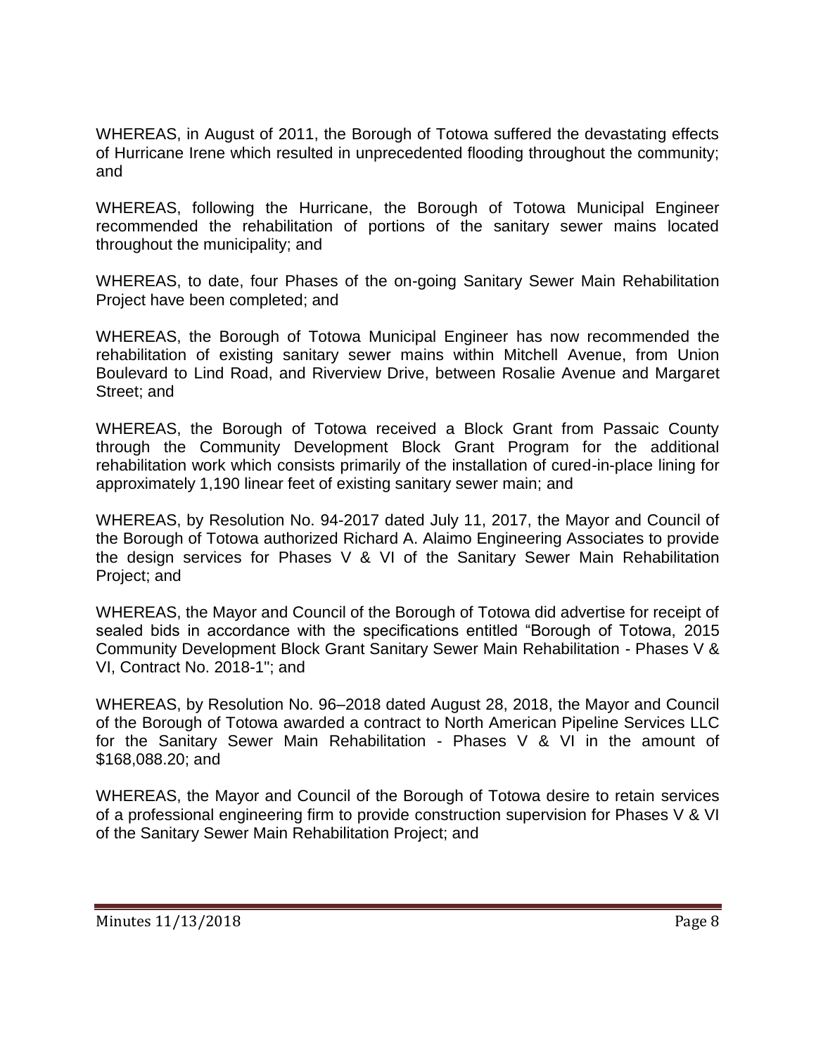WHEREAS, in August of 2011, the Borough of Totowa suffered the devastating effects of Hurricane Irene which resulted in unprecedented flooding throughout the community; and

WHEREAS, following the Hurricane, the Borough of Totowa Municipal Engineer recommended the rehabilitation of portions of the sanitary sewer mains located throughout the municipality; and

WHEREAS, to date, four Phases of the on-going Sanitary Sewer Main Rehabilitation Project have been completed; and

WHEREAS, the Borough of Totowa Municipal Engineer has now recommended the rehabilitation of existing sanitary sewer mains within Mitchell Avenue, from Union Boulevard to Lind Road, and Riverview Drive, between Rosalie Avenue and Margaret Street; and

WHEREAS, the Borough of Totowa received a Block Grant from Passaic County through the Community Development Block Grant Program for the additional rehabilitation work which consists primarily of the installation of cured-in-place lining for approximately 1,190 linear feet of existing sanitary sewer main; and

WHEREAS, by Resolution No. 94-2017 dated July 11, 2017, the Mayor and Council of the Borough of Totowa authorized Richard A. Alaimo Engineering Associates to provide the design services for Phases V & VI of the Sanitary Sewer Main Rehabilitation Project; and

WHEREAS, the Mayor and Council of the Borough of Totowa did advertise for receipt of sealed bids in accordance with the specifications entitled "Borough of Totowa, 2015 Community Development Block Grant Sanitary Sewer Main Rehabilitation - Phases V & VI, Contract No. 2018-1"; and

WHEREAS, by Resolution No. 96–2018 dated August 28, 2018, the Mayor and Council of the Borough of Totowa awarded a contract to North American Pipeline Services LLC for the Sanitary Sewer Main Rehabilitation - Phases V & VI in the amount of $168,088.20; and

WHEREAS, the Mayor and Council of the Borough of Totowa desire to retain services of a professional engineering firm to provide construction supervision for Phases V & VI of the Sanitary Sewer Main Rehabilitation Project; and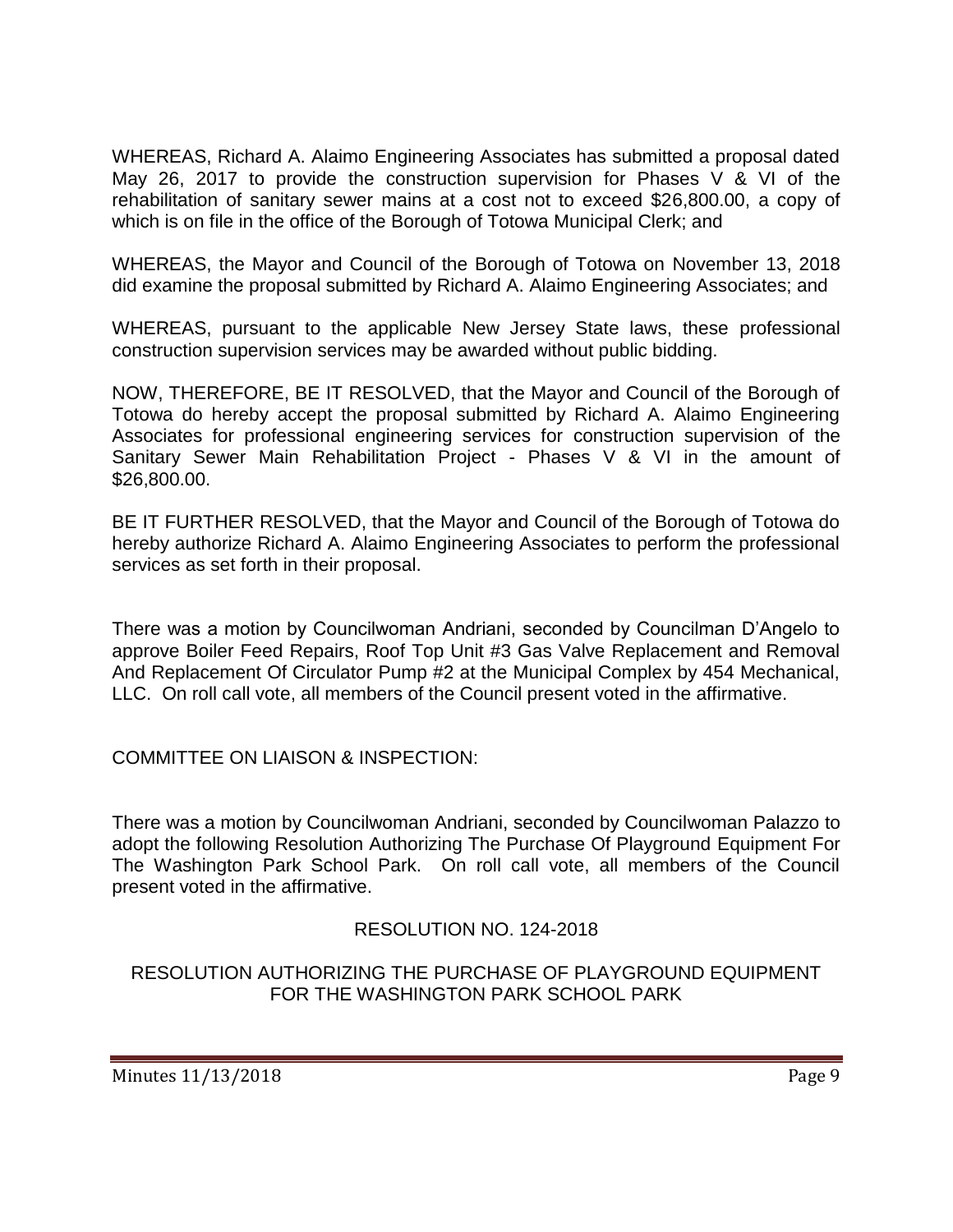WHEREAS, Richard A. Alaimo Engineering Associates has submitted a proposal dated May 26, 2017 to provide the construction supervision for Phases V & VI of the rehabilitation of sanitary sewer mains at a cost not to exceed $26,800.00, a copy of which is on file in the office of the Borough of Totowa Municipal Clerk; and

WHEREAS, the Mayor and Council of the Borough of Totowa on November 13, 2018 did examine the proposal submitted by Richard A. Alaimo Engineering Associates; and

WHEREAS, pursuant to the applicable New Jersey State laws, these professional construction supervision services may be awarded without public bidding.

NOW, THEREFORE, BE IT RESOLVED, that the Mayor and Council of the Borough of Totowa do hereby accept the proposal submitted by Richard A. Alaimo Engineering Associates for professional engineering services for construction supervision of the Sanitary Sewer Main Rehabilitation Project - Phases V & VI in the amount of $26,800.00.

BE IT FURTHER RESOLVED, that the Mayor and Council of the Borough of Totowa do hereby authorize Richard A. Alaimo Engineering Associates to perform the professional services as set forth in their proposal.

There was a motion by Councilwoman Andriani, seconded by Councilman D'Angelo to approve Boiler Feed Repairs, Roof Top Unit #3 Gas Valve Replacement and Removal And Replacement Of Circulator Pump #2 at the Municipal Complex by 454 Mechanical, LLC. On roll call vote, all members of the Council present voted in the affirmative.

COMMITTEE ON LIAISON & INSPECTION:

There was a motion by Councilwoman Andriani, seconded by Councilwoman Palazzo to adopt the following Resolution Authorizing The Purchase Of Playground Equipment For The Washington Park School Park. On roll call vote, all members of the Council present voted in the affirmative.

RESOLUTION NO. 124-2018

RESOLUTION AUTHORIZING THE PURCHASE OF PLAYGROUND EQUIPMENT FOR THE WASHINGTON PARK SCHOOL PARK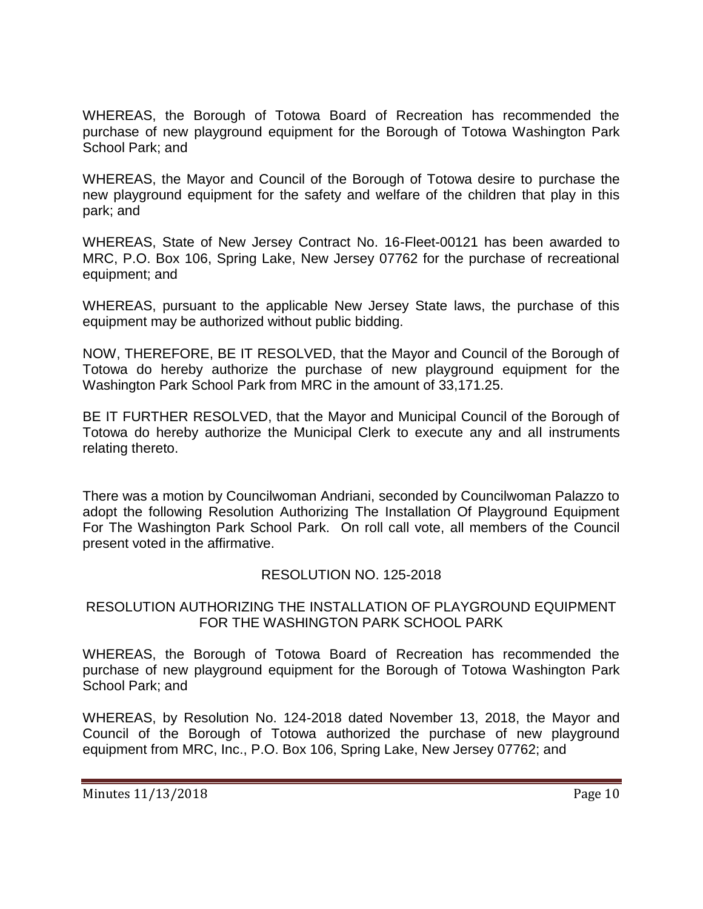WHEREAS, the Borough of Totowa Board of Recreation has recommended the purchase of new playground equipment for the Borough of Totowa Washington Park School Park; and

WHEREAS, the Mayor and Council of the Borough of Totowa desire to purchase the new playground equipment for the safety and welfare of the children that play in this park; and

WHEREAS, State of New Jersey Contract No. 16-Fleet-00121 has been awarded to MRC, P.O. Box 106, Spring Lake, New Jersey 07762 for the purchase of recreational equipment; and

WHEREAS, pursuant to the applicable New Jersey State laws, the purchase of this equipment may be authorized without public bidding.

NOW, THEREFORE, BE IT RESOLVED, that the Mayor and Council of the Borough of Totowa do hereby authorize the purchase of new playground equipment for the Washington Park School Park from MRC in the amount of 33,171.25.

BE IT FURTHER RESOLVED, that the Mayor and Municipal Council of the Borough of Totowa do hereby authorize the Municipal Clerk to execute any and all instruments relating thereto.

There was a motion by Councilwoman Andriani, seconded by Councilwoman Palazzo to adopt the following Resolution Authorizing The Installation Of Playground Equipment For The Washington Park School Park. On roll call vote, all members of the Council present voted in the affirmative.

RESOLUTION NO. 125-2018

RESOLUTION AUTHORIZING THE INSTALLATION OF PLAYGROUND EQUIPMENT FOR THE WASHINGTON PARK SCHOOL PARK

WHEREAS, the Borough of Totowa Board of Recreation has recommended the purchase of new playground equipment for the Borough of Totowa Washington Park School Park; and

WHEREAS, by Resolution No. 124-2018 dated November 13, 2018, the Mayor and Council of the Borough of Totowa authorized the purchase of new playground equipment from MRC, Inc., P.O. Box 106, Spring Lake, New Jersey 07762; and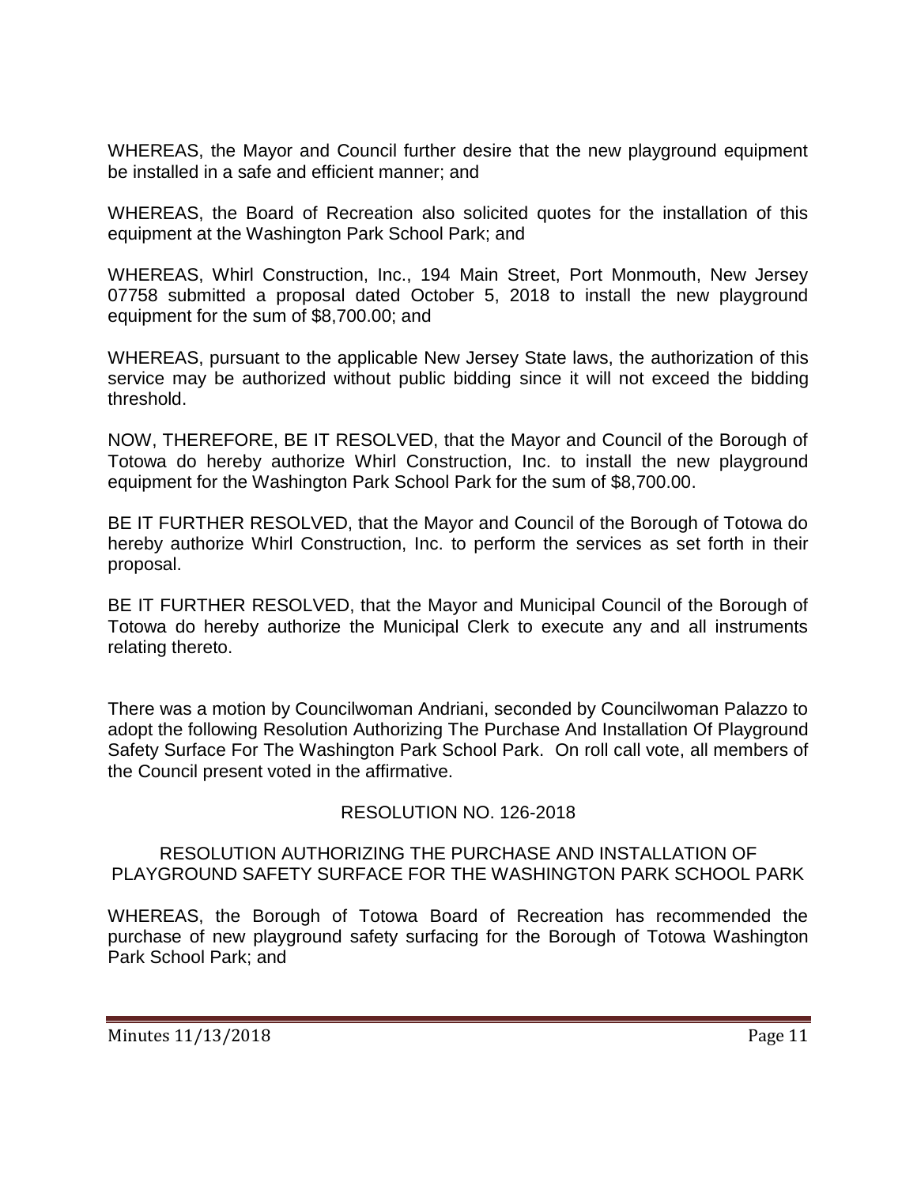WHEREAS, the Mayor and Council further desire that the new playground equipment be installed in a safe and efficient manner; and

WHEREAS, the Board of Recreation also solicited quotes for the installation of this equipment at the Washington Park School Park; and

WHEREAS, Whirl Construction, Inc., 194 Main Street, Port Monmouth, New Jersey 07758 submitted a proposal dated October 5, 2018 to install the new playground equipment for the sum of $8,700.00; and

WHEREAS, pursuant to the applicable New Jersey State laws, the authorization of this service may be authorized without public bidding since it will not exceed the bidding threshold.

NOW, THEREFORE, BE IT RESOLVED, that the Mayor and Council of the Borough of Totowa do hereby authorize Whirl Construction, Inc. to install the new playground equipment for the Washington Park School Park for the sum of $8,700.00.

BE IT FURTHER RESOLVED, that the Mayor and Council of the Borough of Totowa do hereby authorize Whirl Construction, Inc. to perform the services as set forth in their proposal.

BE IT FURTHER RESOLVED, that the Mayor and Municipal Council of the Borough of Totowa do hereby authorize the Municipal Clerk to execute any and all instruments relating thereto.

There was a motion by Councilwoman Andriani, seconded by Councilwoman Palazzo to adopt the following Resolution Authorizing The Purchase And Installation Of Playground Safety Surface For The Washington Park School Park. On roll call vote, all members of the Council present voted in the affirmative.

RESOLUTION NO. 126-2018

RESOLUTION AUTHORIZING THE PURCHASE AND INSTALLATION OF PLAYGROUND SAFETY SURFACE FOR THE WASHINGTON PARK SCHOOL PARK

WHEREAS, the Borough of Totowa Board of Recreation has recommended the purchase of new playground safety surfacing for the Borough of Totowa Washington Park School Park; and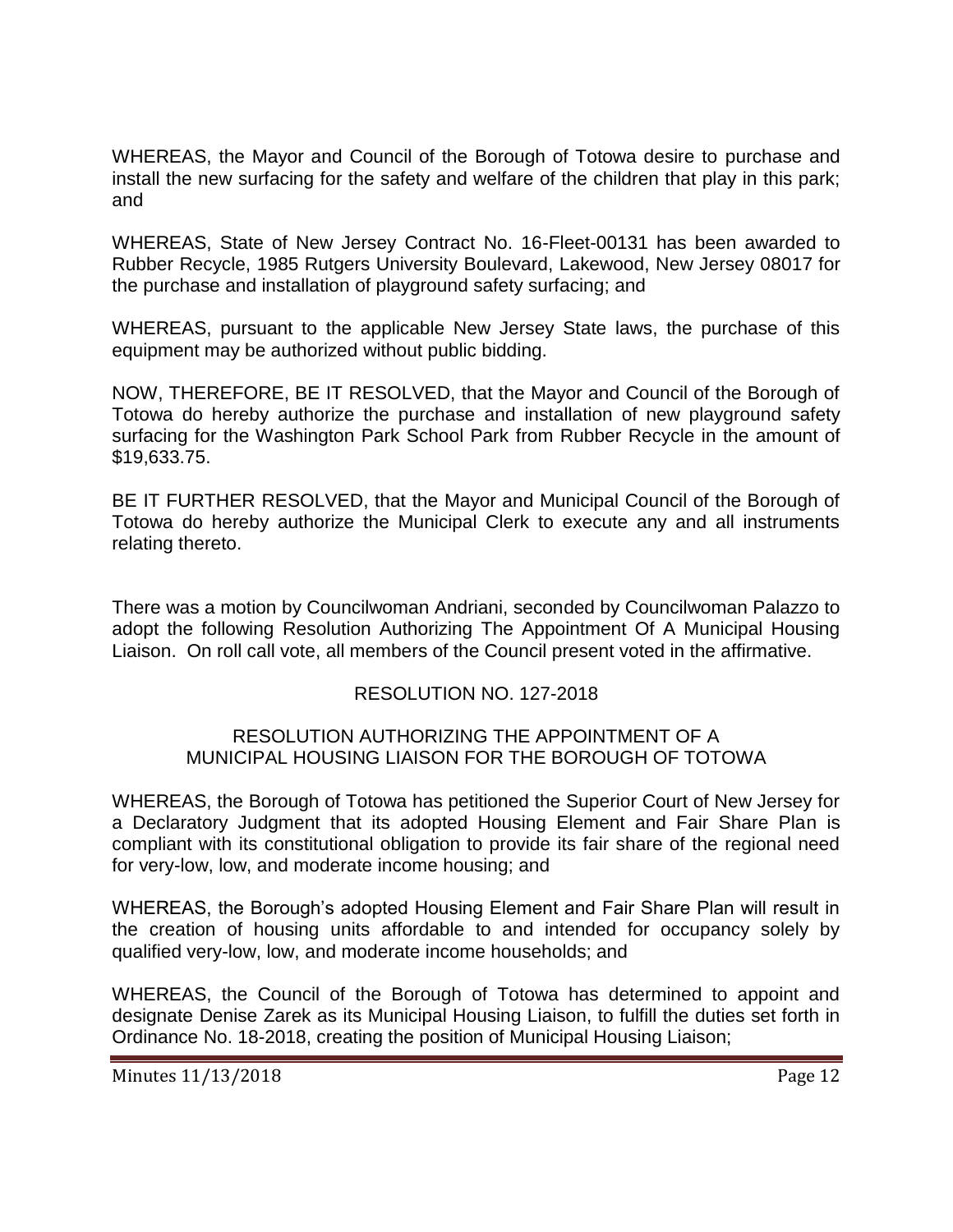WHEREAS, the Mayor and Council of the Borough of Totowa desire to purchase and install the new surfacing for the safety and welfare of the children that play in this park; and

WHEREAS, State of New Jersey Contract No. 16-Fleet-00131 has been awarded to Rubber Recycle, 1985 Rutgers University Boulevard, Lakewood, New Jersey 08017 for the purchase and installation of playground safety surfacing; and

WHEREAS, pursuant to the applicable New Jersey State laws, the purchase of this equipment may be authorized without public bidding.

NOW, THEREFORE, BE IT RESOLVED, that the Mayor and Council of the Borough of Totowa do hereby authorize the purchase and installation of new playground safety surfacing for the Washington Park School Park from Rubber Recycle in the amount of $19,633.75.

BE IT FURTHER RESOLVED, that the Mayor and Municipal Council of the Borough of Totowa do hereby authorize the Municipal Clerk to execute any and all instruments relating thereto.

There was a motion by Councilwoman Andriani, seconded by Councilwoman Palazzo to adopt the following Resolution Authorizing The Appointment Of A Municipal Housing Liaison. On roll call vote, all members of the Council present voted in the affirmative.

RESOLUTION NO. 127-2018

RESOLUTION AUTHORIZING THE APPOINTMENT OF A MUNICIPAL HOUSING LIAISON FOR THE BOROUGH OF TOTOWA

WHEREAS, the Borough of Totowa has petitioned the Superior Court of New Jersey for a Declaratory Judgment that its adopted Housing Element and Fair Share Plan is compliant with its constitutional obligation to provide its fair share of the regional need for very-low, low, and moderate income housing; and

WHEREAS, the Borough's adopted Housing Element and Fair Share Plan will result in the creation of housing units affordable to and intended for occupancy solely by qualified very-low, low, and moderate income households; and

WHEREAS, the Council of the Borough of Totowa has determined to appoint and designate Denise Zarek as its Municipal Housing Liaison, to fulfill the duties set forth in Ordinance No. 18-2018, creating the position of Municipal Housing Liaison;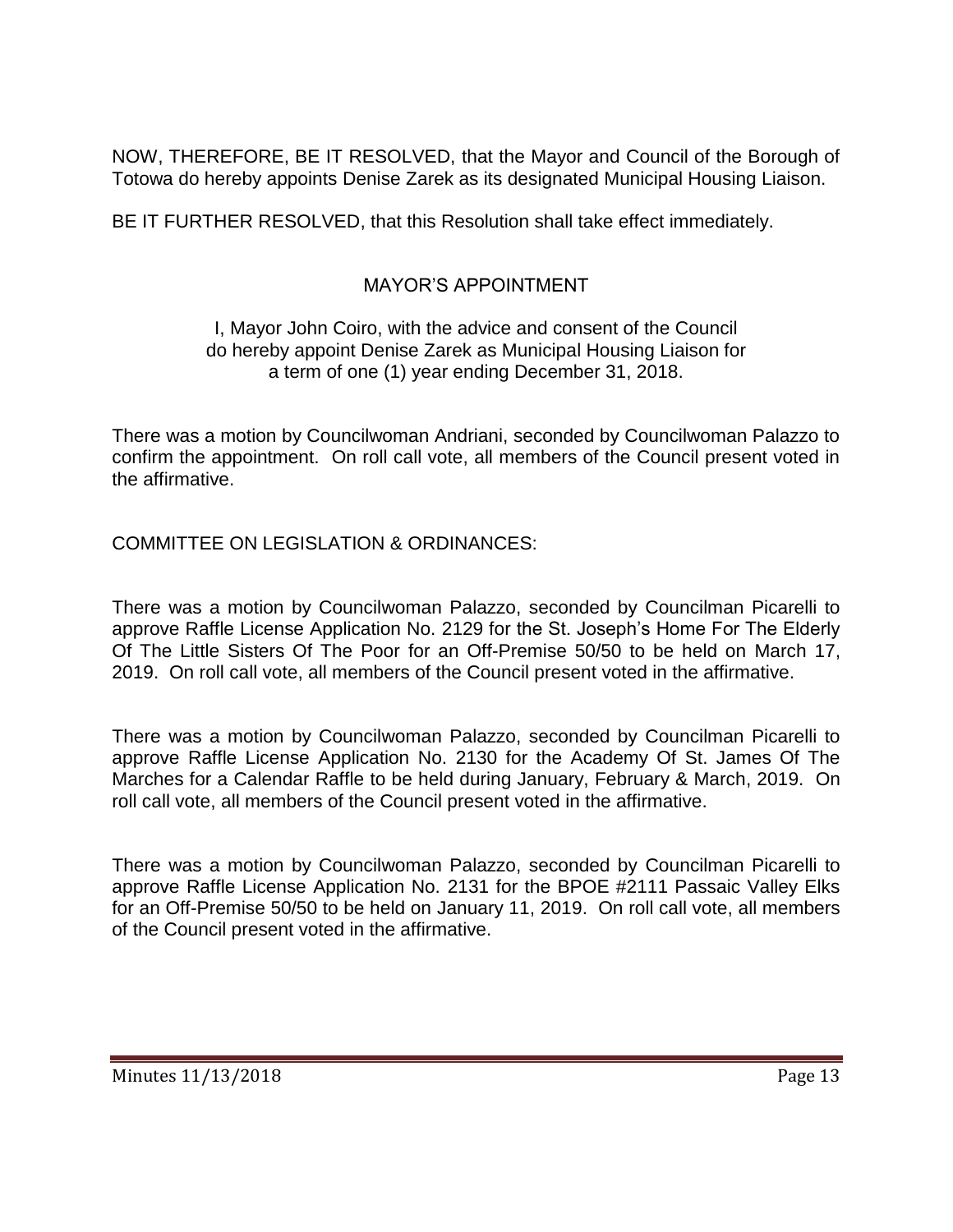NOW, THEREFORE, BE IT RESOLVED, that the Mayor and Council of the Borough of Totowa do hereby appoints Denise Zarek as its designated Municipal Housing Liaison.

BE IT FURTHER RESOLVED, that this Resolution shall take effect immediately.

MAYOR'S APPOINTMENT

I, Mayor John Coiro, with the advice and consent of the Council do hereby appoint Denise Zarek as Municipal Housing Liaison for a term of one (1) year ending December 31, 2018.

There was a motion by Councilwoman Andriani, seconded by Councilwoman Palazzo to confirm the appointment. On roll call vote, all members of the Council present voted in the affirmative.

COMMITTEE ON LEGISLATION & ORDINANCES:

There was a motion by Councilwoman Palazzo, seconded by Councilman Picarelli to approve Raffle License Application No. 2129 for the St. Joseph's Home For The Elderly Of The Little Sisters Of The Poor for an Off-Premise 50/50 to be held on March 17, 2019. On roll call vote, all members of the Council present voted in the affirmative.

There was a motion by Councilwoman Palazzo, seconded by Councilman Picarelli to approve Raffle License Application No. 2130 for the Academy Of St. James Of The Marches for a Calendar Raffle to be held during January, February & March, 2019. On roll call vote, all members of the Council present voted in the affirmative.

There was a motion by Councilwoman Palazzo, seconded by Councilman Picarelli to approve Raffle License Application No. 2131 for the BPOE #2111 Passaic Valley Elks for an Off-Premise 50/50 to be held on January 11, 2019. On roll call vote, all members of the Council present voted in the affirmative.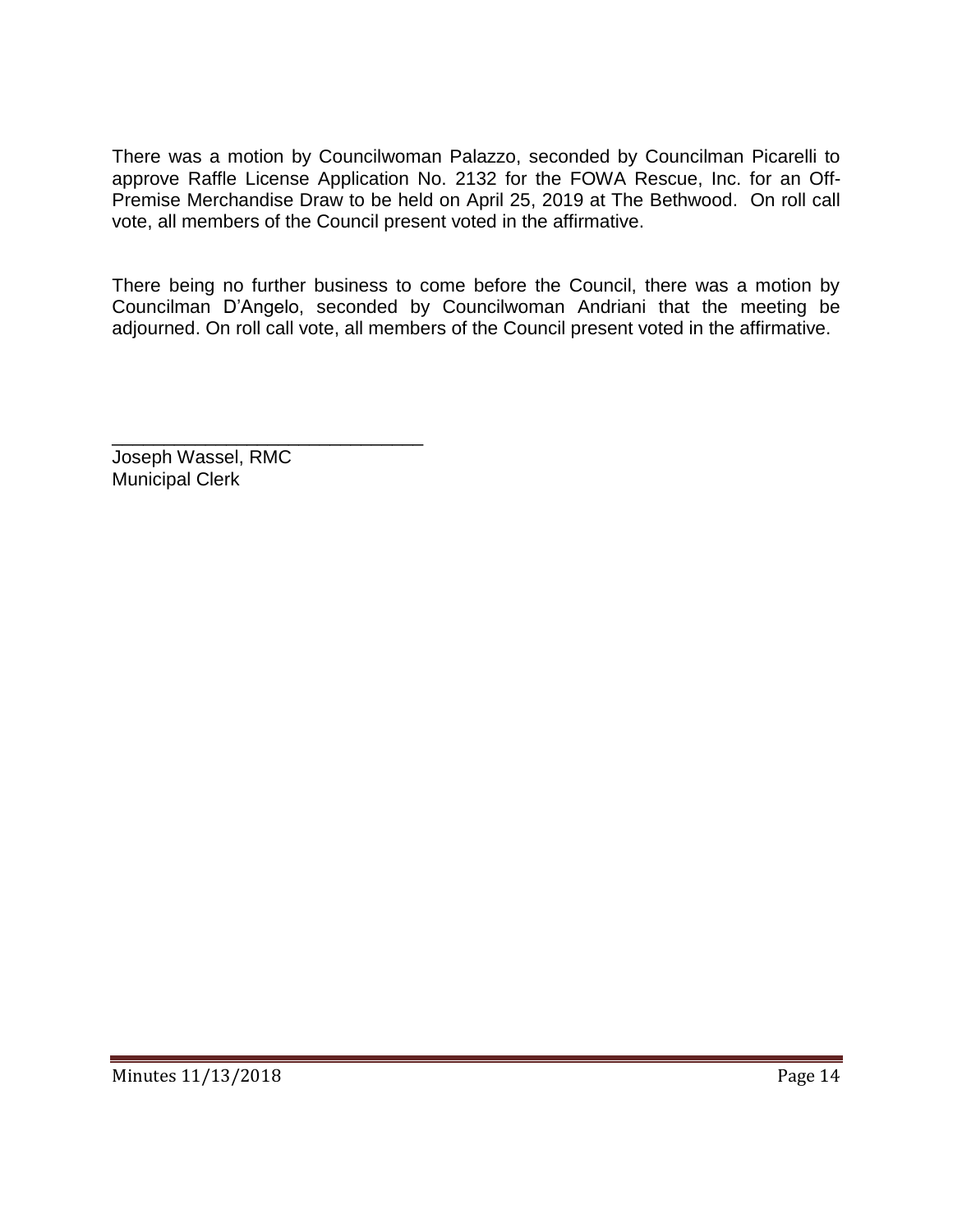There was a motion by Councilwoman Palazzo, seconded by Councilman Picarelli to approve Raffle License Application No. 2132 for the FOWA Rescue, Inc. for an Off-Premise Merchandise Draw to be held on April 25, 2019 at The Bethwood. On roll call vote, all members of the Council present voted in the affirmative.

There being no further business to come before the Council, there was a motion by Councilman D'Angelo, seconded by Councilwoman Andriani that the meeting be adjourned. On roll call vote, all members of the Council present voted in the affirmative.

_______________________________
Joseph Wassel, RMC
Municipal Clerk